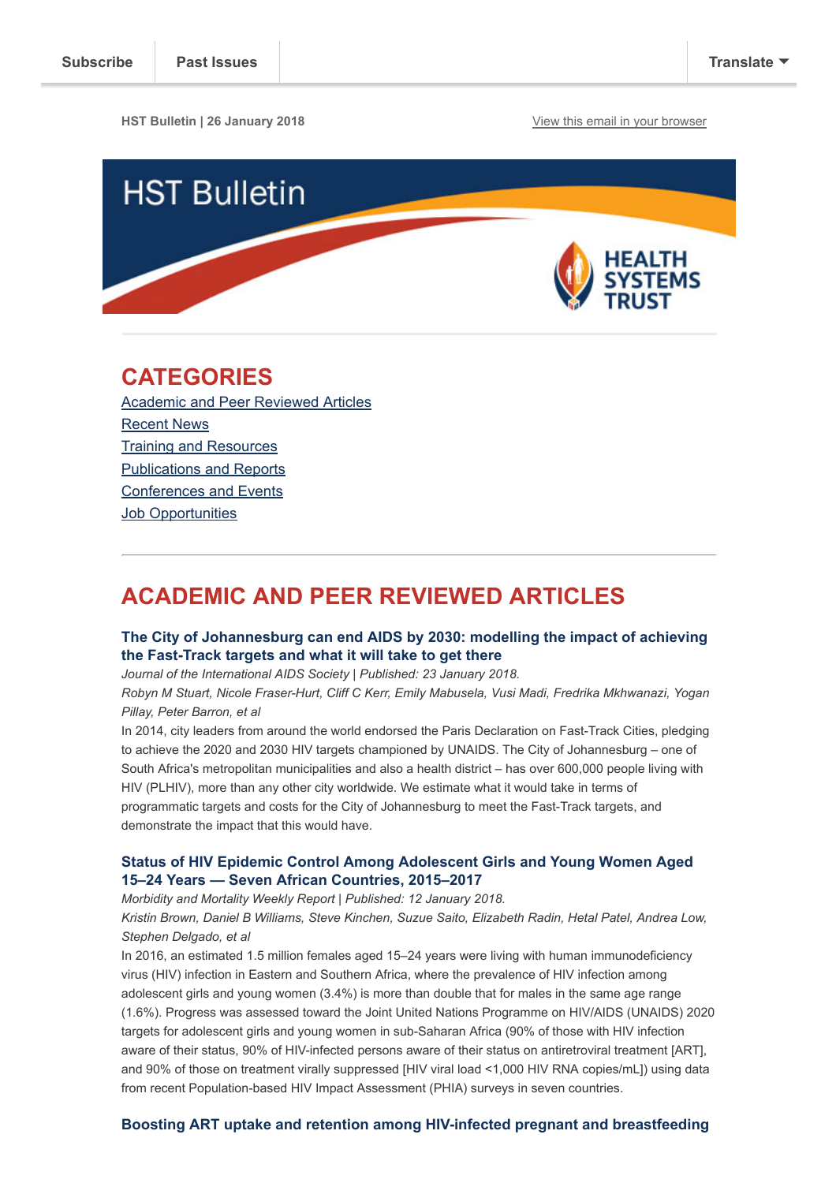Subscribe | Past Issues | Translate

HST Bulletin | 26 January 2018

View this email in your browser

# HST Bulletin

HEALTH SYSTEMS TRUST

## CATEGORIES

Academic and Peer Reviewed Articles
Recent News
Training and Resources
Publications and Reports
Conferences and Events
Job Opportunities

## ACADEMIC AND PEER REVIEWED ARTICLES

### The City of Johannesburg can end AIDS by 2030: modelling the impact of achieving the Fast-Track targets and what it will take to get there

*Journal of the International AIDS Society | Published: 23 January 2018.*

*Robyn M Stuart, Nicole Fraser-Hurt, Cliff C Kerr, Emily Mabusela, Vusi Madi, Fredrika Mkhwanazi, Yogan Pillay, Peter Barron, et al*

In 2014, city leaders from around the world endorsed the Paris Declaration on Fast-Track Cities, pledging to achieve the 2020 and 2030 HIV targets championed by UNAIDS. The City of Johannesburg – one of South Africa's metropolitan municipalities and also a health district – has over 600,000 people living with HIV (PLHIV), more than any other city worldwide. We estimate what it would take in terms of programmatic targets and costs for the City of Johannesburg to meet the Fast-Track targets, and demonstrate the impact that this would have.

### Status of HIV Epidemic Control Among Adolescent Girls and Young Women Aged 15–24 Years — Seven African Countries, 2015–2017

*Morbidity and Mortality Weekly Report | Published: 12 January 2018.*

*Kristin Brown, Daniel B Williams, Steve Kinchen, Suzue Saito, Elizabeth Radin, Hetal Patel, Andrea Low, Stephen Delgado, et al*

In 2016, an estimated 1.5 million females aged 15–24 years were living with human immunodeficiency virus (HIV) infection in Eastern and Southern Africa, where the prevalence of HIV infection among adolescent girls and young women (3.4%) is more than double that for males in the same age range (1.6%). Progress was assessed toward the Joint United Nations Programme on HIV/AIDS (UNAIDS) 2020 targets for adolescent girls and young women in sub-Saharan Africa (90% of those with HIV infection aware of their status, 90% of HIV-infected persons aware of their status on antiretroviral treatment [ART], and 90% of those on treatment virally suppressed [HIV viral load <1,000 HIV RNA copies/mL]) using data from recent Population-based HIV Impact Assessment (PHIA) surveys in seven countries.

### Boosting ART uptake and retention among HIV-infected pregnant and breastfeeding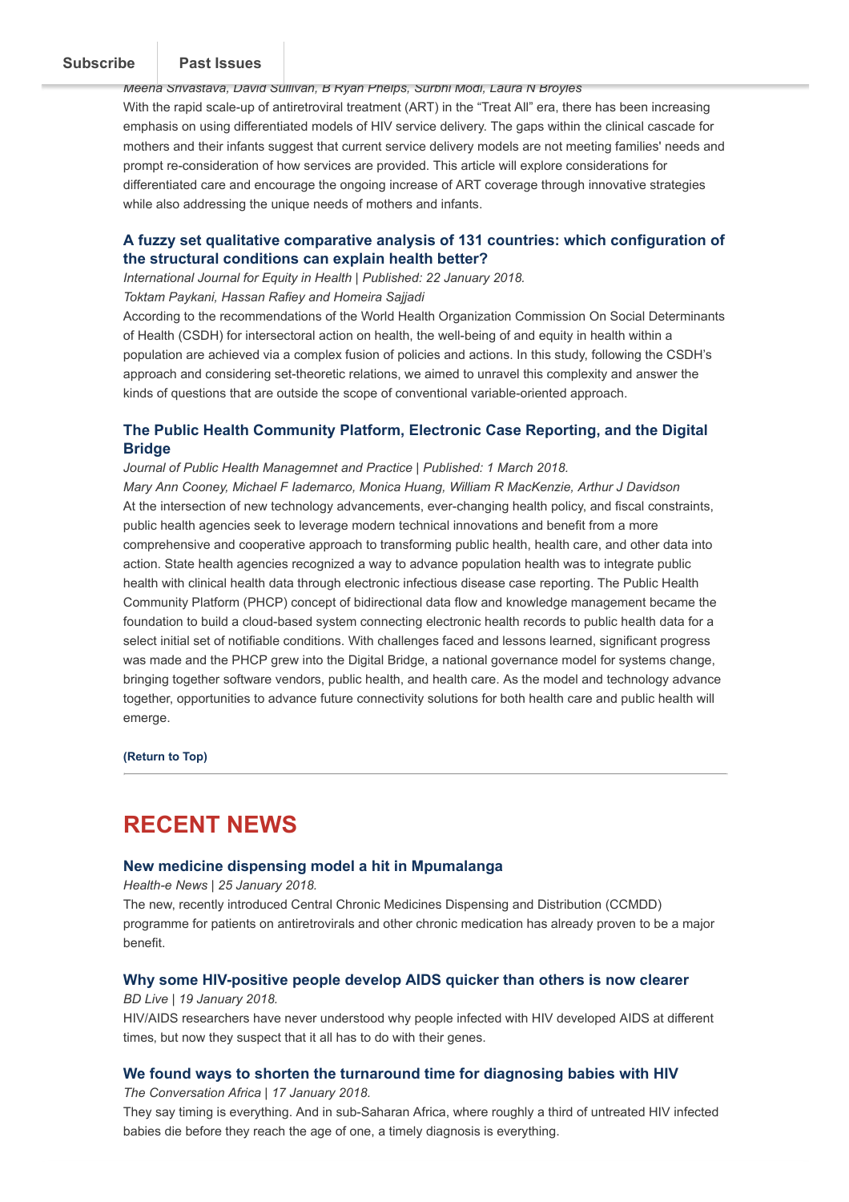*Meena Srivastava, David Sullivan, B Ryan Phelps, Surbhi Modi, Laura N Broyles*

With the rapid scale-up of antiretroviral treatment (ART) in the "Treat All" era, there has been increasing emphasis on using differentiated models of HIV service delivery. The gaps within the clinical cascade for mothers and their infants suggest that current service delivery models are not meeting families' needs and prompt re-consideration of how services are provided. This article will explore considerations for differentiated care and encourage the ongoing increase of ART coverage through innovative strategies while also addressing the unique needs of mothers and infants.

### A fuzzy set qualitative comparative analysis of 131 countries: which configuration of the structural conditions can explain health better?

*International Journal for Equity in Health | Published: 22 January 2018.*

*Toktam Paykani, Hassan Rafiey and Homeira Sajjadi*

According to the recommendations of the World Health Organization Commission On Social Determinants of Health (CSDH) for intersectoral action on health, the well-being of and equity in health within a population are achieved via a complex fusion of policies and actions. In this study, following the CSDH's approach and considering set-theoretic relations, we aimed to unravel this complexity and answer the kinds of questions that are outside the scope of conventional variable-oriented approach.

### The Public Health Community Platform, Electronic Case Reporting, and the Digital Bridge

*Journal of Public Health Managemnet and Practice | Published: 1 March 2018.*

*Mary Ann Cooney, Michael F Iademarco, Monica Huang, William R MacKenzie, Arthur J Davidson*

At the intersection of new technology advancements, ever-changing health policy, and fiscal constraints, public health agencies seek to leverage modern technical innovations and benefit from a more comprehensive and cooperative approach to transforming public health, health care, and other data into action. State health agencies recognized a way to advance population health was to integrate public health with clinical health data through electronic infectious disease case reporting. The Public Health Community Platform (PHCP) concept of bidirectional data flow and knowledge management became the foundation to build a cloud-based system connecting electronic health records to public health data for a select initial set of notifiable conditions. With challenges faced and lessons learned, significant progress was made and the PHCP grew into the Digital Bridge, a national governance model for systems change, bringing together software vendors, public health, and health care. As the model and technology advance together, opportunities to advance future connectivity solutions for both health care and public health will emerge.

**(Return to Top)**

---

## RECENT NEWS

### New medicine dispensing model a hit in Mpumalanga

*Health-e News | 25 January 2018.*

The new, recently introduced Central Chronic Medicines Dispensing and Distribution (CCMDD) programme for patients on antiretrovirals and other chronic medication has already proven to be a major benefit.

### Why some HIV-positive people develop AIDS quicker than others is now clearer

*BD Live | 19 January 2018.*

HIV/AIDS researchers have never understood why people infected with HIV developed AIDS at different times, but now they suspect that it all has to do with their genes.

### We found ways to shorten the turnaround time for diagnosing babies with HIV

*The Conversation Africa | 17 January 2018.*

They say timing is everything. And in sub-Saharan Africa, where roughly a third of untreated HIV infected babies die before they reach the age of one, a timely diagnosis is everything.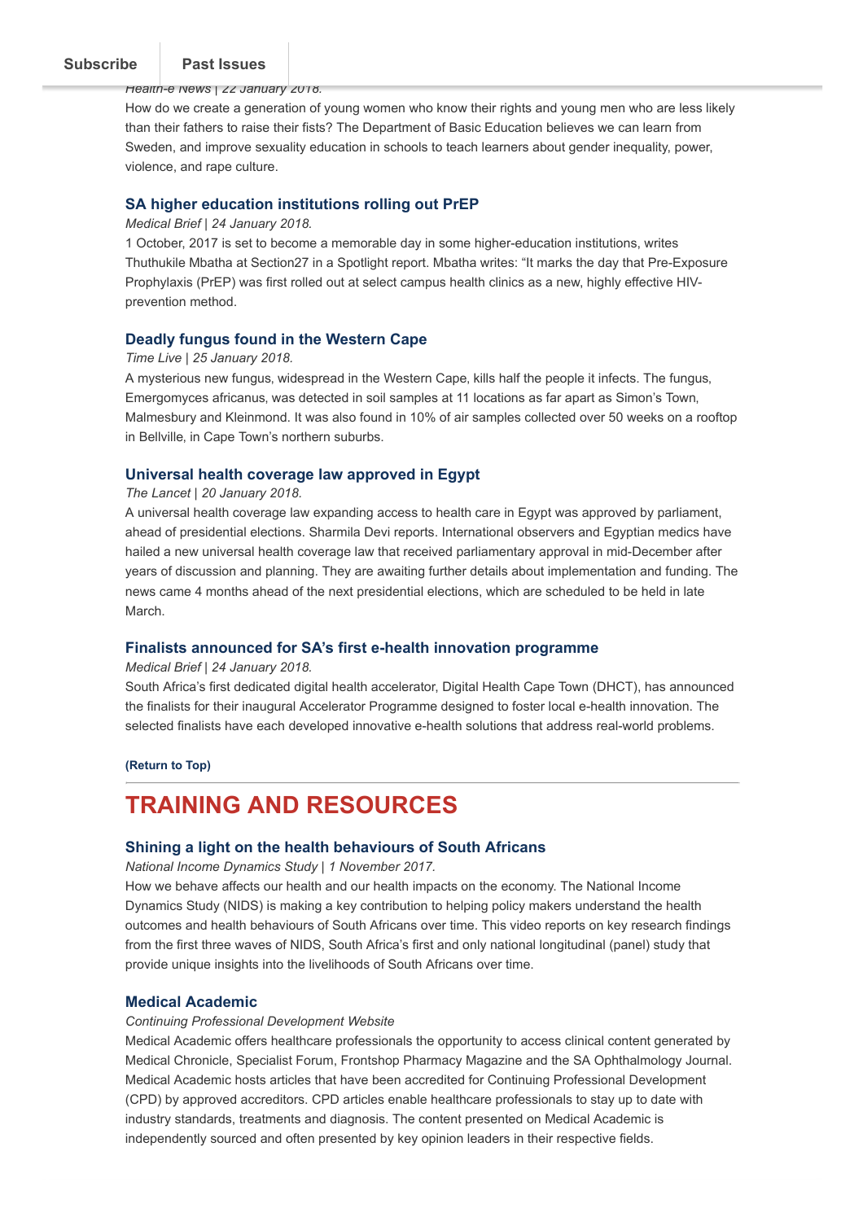*Health-e News | 22 January 2018.*
How do we create a generation of young women who know their rights and young men who are less likely than their fathers to raise their fists? The Department of Basic Education believes we can learn from Sweden, and improve sexuality education in schools to teach learners about gender inequality, power, violence, and rape culture.

### SA higher education institutions rolling out PrEP

*Medical Brief | 24 January 2018.*
1 October, 2017 is set to become a memorable day in some higher-education institutions, writes Thuthukile Mbatha at Section27 in a Spotlight report. Mbatha writes: "It marks the day that Pre-Exposure Prophylaxis (PrEP) was first rolled out at select campus health clinics as a new, highly effective HIV-prevention method.

### Deadly fungus found in the Western Cape

*Time Live | 25 January 2018.*
A mysterious new fungus, widespread in the Western Cape, kills half the people it infects. The fungus, Emergomyces africanus, was detected in soil samples at 11 locations as far apart as Simon's Town, Malmesbury and Kleinmond. It was also found in 10% of air samples collected over 50 weeks on a rooftop in Bellville, in Cape Town's northern suburbs.

### Universal health coverage law approved in Egypt

*The Lancet | 20 January 2018.*
A universal health coverage law expanding access to health care in Egypt was approved by parliament, ahead of presidential elections. Sharmila Devi reports. International observers and Egyptian medics have hailed a new universal health coverage law that received parliamentary approval in mid-December after years of discussion and planning. They are awaiting further details about implementation and funding. The news came 4 months ahead of the next presidential elections, which are scheduled to be held in late March.

### Finalists announced for SA's first e-health innovation programme

*Medical Brief | 24 January 2018.*
South Africa's first dedicated digital health accelerator, Digital Health Cape Town (DHCT), has announced the finalists for their inaugural Accelerator Programme designed to foster local e-health innovation. The selected finalists have each developed innovative e-health solutions that address real-world problems.

**(Return to Top)**

---

## TRAINING AND RESOURCES

### Shining a light on the health behaviours of South Africans

*National Income Dynamics Study | 1 November 2017.*
How we behave affects our health and our health impacts on the economy. The National Income Dynamics Study (NIDS) is making a key contribution to helping policy makers understand the health outcomes and health behaviours of South Africans over time. This video reports on key research findings from the first three waves of NIDS, South Africa's first and only national longitudinal (panel) study that provide unique insights into the livelihoods of South Africans over time.

### Medical Academic

*Continuing Professional Development Website*
Medical Academic offers healthcare professionals the opportunity to access clinical content generated by Medical Chronicle, Specialist Forum, Frontshop Pharmacy Magazine and the SA Ophthalmology Journal. Medical Academic hosts articles that have been accredited for Continuing Professional Development (CPD) by approved accreditors. CPD articles enable healthcare professionals to stay up to date with industry standards, treatments and diagnosis. The content presented on Medical Academic is independently sourced and often presented by key opinion leaders in their respective fields.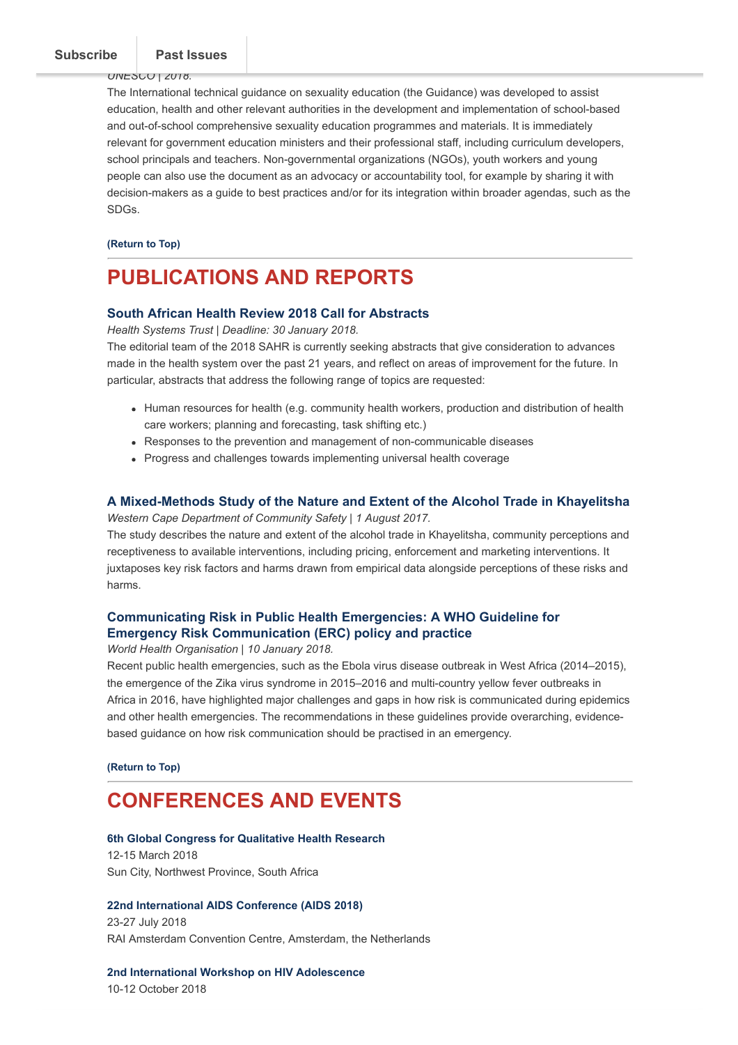*UNESCO | 2018.*

The International technical guidance on sexuality education (the Guidance) was developed to assist education, health and other relevant authorities in the development and implementation of school-based and out-of-school comprehensive sexuality education programmes and materials. It is immediately relevant for government education ministers and their professional staff, including curriculum developers, school principals and teachers. Non-governmental organizations (NGOs), youth workers and young people can also use the document as an advocacy or accountability tool, for example by sharing it with decision-makers as a guide to best practices and/or for its integration within broader agendas, such as the SDGs.

**(Return to Top)**

## PUBLICATIONS AND REPORTS

### South African Health Review 2018 Call for Abstracts

*Health Systems Trust | Deadline: 30 January 2018.*

The editorial team of the 2018 SAHR is currently seeking abstracts that give consideration to advances made in the health system over the past 21 years, and reflect on areas of improvement for the future. In particular, abstracts that address the following range of topics are requested:

- Human resources for health (e.g. community health workers, production and distribution of health care workers; planning and forecasting, task shifting etc.)
- Responses to the prevention and management of non-communicable diseases
- Progress and challenges towards implementing universal health coverage

### A Mixed-Methods Study of the Nature and Extent of the Alcohol Trade in Khayelitsha

*Western Cape Department of Community Safety | 1 August 2017.*

The study describes the nature and extent of the alcohol trade in Khayelitsha, community perceptions and receptiveness to available interventions, including pricing, enforcement and marketing interventions. It juxtaposes key risk factors and harms drawn from empirical data alongside perceptions of these risks and harms.

### Communicating Risk in Public Health Emergencies: A WHO Guideline for Emergency Risk Communication (ERC) policy and practice

*World Health Organisation | 10 January 2018.*

Recent public health emergencies, such as the Ebola virus disease outbreak in West Africa (2014–2015), the emergence of the Zika virus syndrome in 2015–2016 and multi-country yellow fever outbreaks in Africa in 2016, have highlighted major challenges and gaps in how risk is communicated during epidemics and other health emergencies. The recommendations in these guidelines provide overarching, evidence-based guidance on how risk communication should be practised in an emergency.

**(Return to Top)**

## CONFERENCES AND EVENTS

**6th Global Congress for Qualitative Health Research**
12-15 March 2018
Sun City, Northwest Province, South Africa

**22nd International AIDS Conference (AIDS 2018)**
23-27 July 2018
RAI Amsterdam Convention Centre, Amsterdam, the Netherlands

**2nd International Workshop on HIV Adolescence**
10-12 October 2018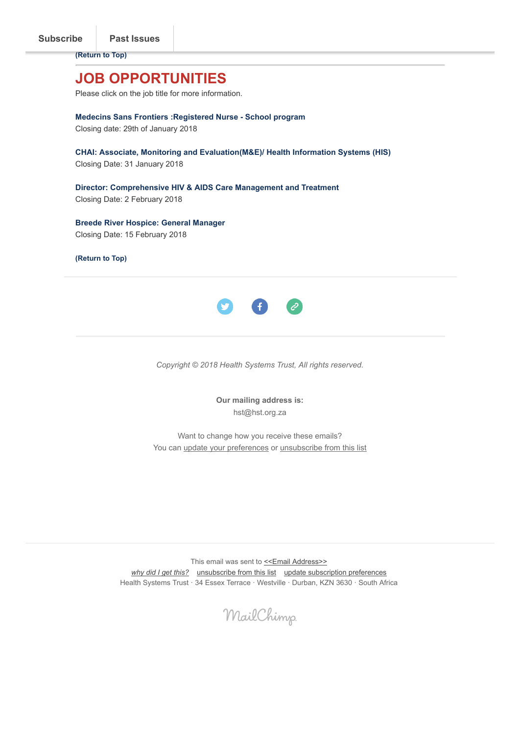Subscribe | Past Issues

**(Return to Top)**

# JOB OPPORTUNITIES

Please click on the job title for more information.

**Medecins Sans Frontiers :Registered Nurse - School program**
Closing date: 29th of January 2018

**CHAI: Associate, Monitoring and Evaluation(M&E)/ Health Information Systems (HIS)**
Closing Date: 31 January 2018

**Director: Comprehensive HIV & AIDS Care Management and Treatment**
Closing Date: 2 February 2018

**Breede River Hospice: General Manager**
Closing Date: 15 February 2018

**(Return to Top)**

*Copyright © 2018 Health Systems Trust, All rights reserved.*

**Our mailing address is:**
hst@hst.org.za

Want to change how you receive these emails?
You can update your preferences or unsubscribe from this list

This email was sent to <<Email Address>>
*why did I get this?* unsubscribe from this list update subscription preferences
Health Systems Trust · 34 Essex Terrace · Westville · Durban, KZN 3630 · South Africa

MailChimp